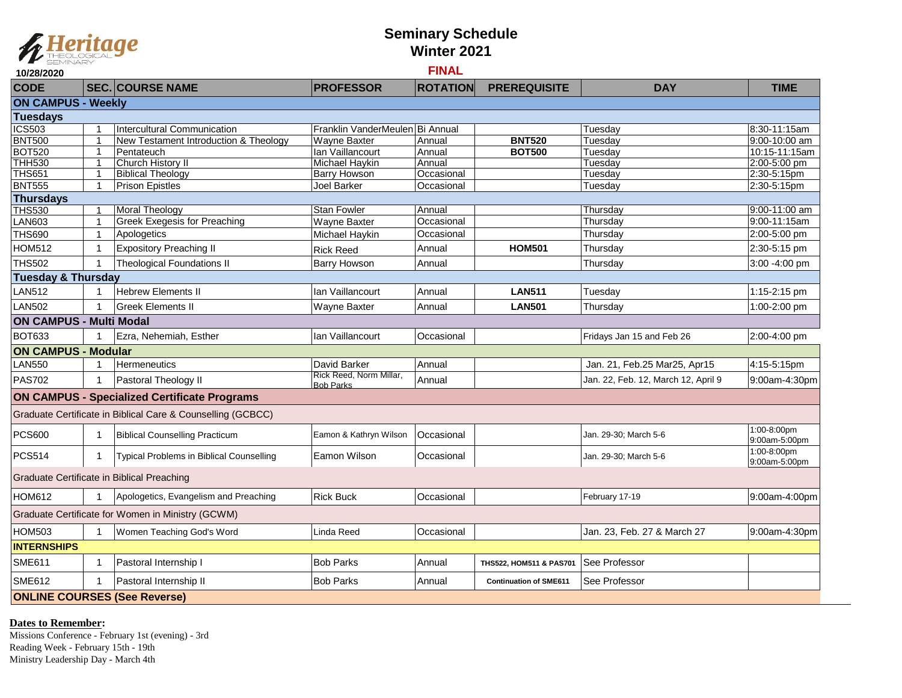Heritage Theological Seminary

# Seminary Schedule
## Winter 2021

**FINAL**

10/28/2020

| CODE | SEC. | COURSE NAME | PROFESSOR | ROTATION | PREREQUISITE | DAY | TIME |
|---|---|---|---|---|---|---|---|
| **ON CAMPUS - Weekly** | | | | | | | |
| **Tuesdays** | | | | | | | |
| ICS503 | 1 | Intercultural Communication | Franklin VanderMeulen | Bi Annual | | Tuesday | 8:30-11:15am |
| BNT500 | 1 | New Testament Introduction & Theology | Wayne Baxter | Annual | **BNT520** | Tuesday | 9:00-10:00 am |
| BOT520 | 1 | Pentateuch | Ian Vaillancourt | Annual | **BOT500** | Tuesday | 10:15-11:15am |
| THH530 | 1 | Church History II | Michael Haykin | Annual | | Tuesday | 2:00-5:00 pm |
| THS651 | 1 | Biblical Theology | Barry Howson | Occasional | | Tuesday | 2:30-5:15pm |
| BNT555 | 1 | Prison Epistles | Joel Barker | Occasional | | Tuesday | 2:30-5:15pm |
| **Thursdays** | | | | | | | |
| THS530 | 1 | Moral Theology | Stan Fowler | Annual | | Thursday | 9:00-11:00 am |
| LAN603 | 1 | Greek Exegesis for Preaching | Wayne Baxter | Occasional | | Thursday | 9:00-11:15am |
| THS690 | 1 | Apologetics | Michael Haykin | Occasional | | Thursday | 2:00-5:00 pm |
| HOM512 | 1 | Expository Preaching II | Rick Reed | Annual | **HOM501** | Thursday | 2:30-5:15 pm |
| THS502 | 1 | Theological Foundations II | Barry Howson | Annual | | Thursday | 3:00 -4:00 pm |
| **Tuesday & Thursday** | | | | | | | |
| LAN512 | 1 | Hebrew Elements II | Ian Vaillancourt | Annual | **LAN511** | Tuesday | 1:15-2:15 pm |
| LAN502 | 1 | Greek Elements II | Wayne Baxter | Annual | **LAN501** | Thursday | 1:00-2:00 pm |
| **ON CAMPUS - Multi Modal** | | | | | | | |
| BOT633 | 1 | Ezra, Nehemiah, Esther | Ian Vaillancourt | Occasional | | Fridays Jan 15 and Feb 26 | 2:00-4:00 pm |
| **ON CAMPUS - Modular** | | | | | | | |
| LAN550 | 1 | Hermeneutics | David Barker | Annual | | Jan. 21, Feb.25 Mar25, Apr15 | 4:15-5:15pm |
| PAS702 | 1 | Pastoral Theology II | Rick Reed, Norm Millar, Bob Parks | Annual | | Jan. 22, Feb. 12, March 12, April 9 | 9:00am-4:30pm |
| **ON CAMPUS - Specialized Certificate Programs** | | | | | | | |
| Graduate Certificate in Biblical Care & Counselling (GCBCC) | | | | | | | |
| PCS600 | 1 | Biblical Counselling Practicum | Eamon & Kathryn Wilson | Occasional | | Jan. 29-30; March 5-6 | 1:00-8:00pm 9:00am-5:00pm |
| PCS514 | 1 | Typical Problems in Biblical Counselling | Eamon Wilson | Occasional | | Jan. 29-30; March 5-6 | 1:00-8:00pm 9:00am-5:00pm |
| Graduate Certificate in Biblical Preaching | | | | | | | |
| HOM612 | 1 | Apologetics, Evangelism and Preaching | Rick Buck | Occasional | | February 17-19 | 9:00am-4:00pm |
| Graduate Certificate for Women in Ministry (GCWM) | | | | | | | |
| HOM503 | 1 | Women Teaching God's Word | Linda Reed | Occasional | | Jan. 23, Feb. 27 & March 27 | 9:00am-4:30pm |
| **INTERNSHIPS** | | | | | | | |
| SME611 | 1 | Pastoral Internship I | Bob Parks | Annual | **THS522, HOM511 & PAS701** | See Professor | |
| SME612 | 1 | Pastoral Internship II | Bob Parks | Annual | **Continuation of SME611** | See Professor | |
| **ONLINE COURSES (See Reverse)** | | | | | | | |

**Dates to Remember:**

Missions Conference - February 1st (evening) - 3rd
Reading Week - February 15th - 19th
Ministry Leadership Day - March 4th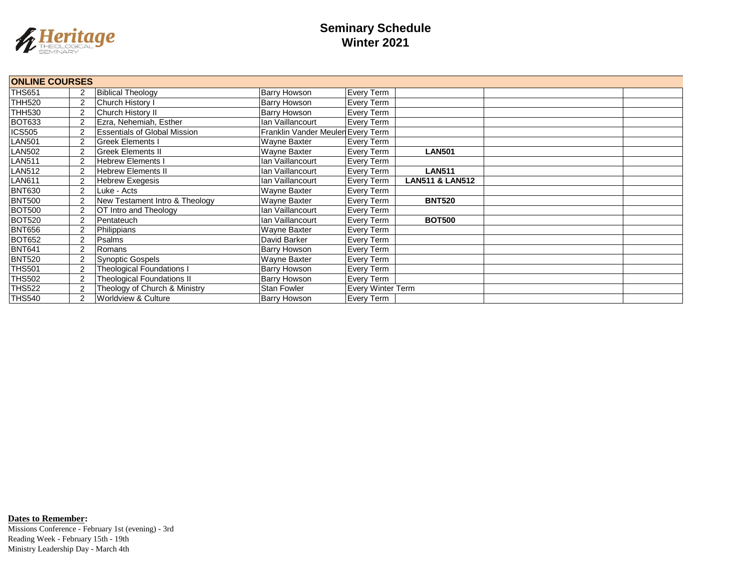# Seminary Schedule
## Winter 2021

| ONLINE COURSES | | | | | | | |
|---|---|---|---|---|---|---|---|
| THS651 | 2 | Biblical Theology | Barry Howson | Every Term | | | |
| THH520 | 2 | Church History I | Barry Howson | Every Term | | | |
| THH530 | 2 | Church History II | Barry Howson | Every Term | | | |
| BOT633 | 2 | Ezra, Nehemiah, Esther | Ian Vaillancourt | Every Term | | | |
| ICS505 | 2 | Essentials of Global Mission | Franklin Vander Meulen | Every Term | | | |
| LAN501 | 2 | Greek Elements I | Wayne Baxter | Every Term | | | |
| LAN502 | 2 | Greek Elements II | Wayne Baxter | Every Term | **LAN501** | | |
| LAN511 | 2 | Hebrew Elements I | Ian Vaillancourt | Every Term | | | |
| LAN512 | 2 | Hebrew Elements II | Ian Vaillancourt | Every Term | **LAN511** | | |
| LAN611 | 2 | Hebrew Exegesis | Ian Vaillancourt | Every Term | **LAN511 & LAN512** | | |
| BNT630 | 2 | Luke - Acts | Wayne Baxter | Every Term | | | |
| BNT500 | 2 | New Testament Intro & Theology | Wayne Baxter | Every Term | **BNT520** | | |
| BOT500 | 2 | OT Intro and Theology | Ian Vaillancourt | Every Term | | | |
| BOT520 | 2 | Pentateuch | Ian Vaillancourt | Every Term | **BOT500** | | |
| BNT656 | 2 | Philippians | Wayne Baxter | Every Term | | | |
| BOT652 | 2 | Psalms | David Barker | Every Term | | | |
| BNT641 | 2 | Romans | Barry Howson | Every Term | | | |
| BNT520 | 2 | Synoptic Gospels | Wayne Baxter | Every Term | | | |
| THS501 | 2 | Theological Foundations I | Barry Howson | Every Term | | | |
| THS502 | 2 | Theological Foundations II | Barry Howson | Every Term | | | |
| THS522 | 2 | Theology of Church & Ministry | Stan Fowler | Every Winter Term | | | |
| THS540 | 2 | Worldview & Culture | Barry Howson | Every Term | | | |

**Dates to Remember:**

Missions Conference - February 1st (evening) - 3rd
Reading Week - February 15th - 19th
Ministry Leadership Day - March 4th